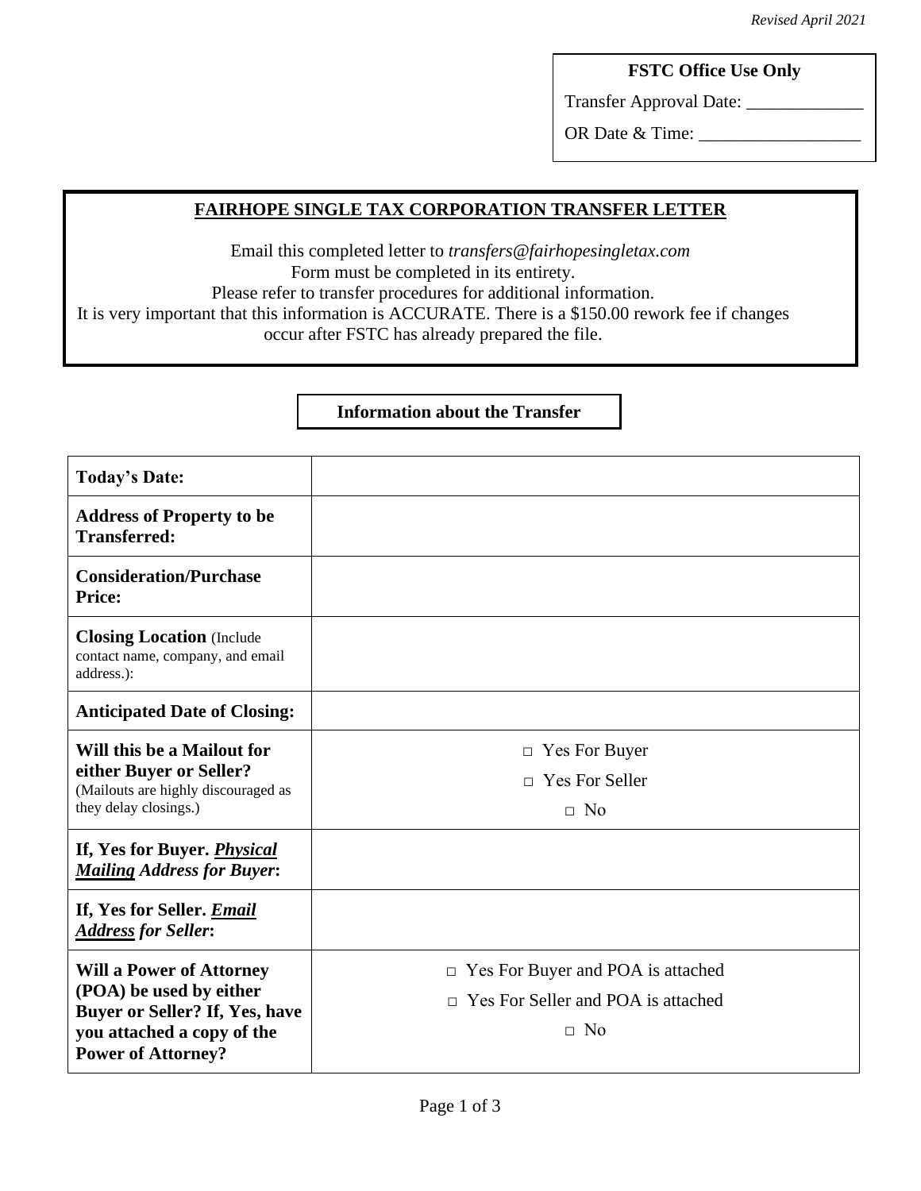*Revised April 2021*

**FSTC Office Use Only**

Transfer Approval Date: _____________

OR Date & Time: __________________

## FAIRHOPE SINGLE TAX CORPORATION TRANSFER LETTER

Email this completed letter to *transfers@fairhopesingletax.com*
Form must be completed in its entirety.
Please refer to transfer procedures for additional information.
It is very important that this information is ACCURATE. There is a $150.00 rework fee if changes occur after FSTC has already prepared the file.

### Information about the Transfer

| | |
|---|---|
| **Today's Date:** | |
| **Address of Property to be Transferred:** | |
| **Consideration/Purchase Price:** | |
| **Closing Location** (Include contact name, company, and email address.): | |
| **Anticipated Date of Closing:** | |
| **Will this be a Mailout for either Buyer or Seller?** (Mailouts are highly discouraged as they delay closings.) | □ Yes For Buyer<br>□ Yes For Seller<br>□ No |
| **If, Yes for Buyer. *Physical Mailing Address for Buyer*:** | |
| **If, Yes for Seller. *Email Address for Seller*:** | |
| **Will a Power of Attorney (POA) be used by either Buyer or Seller? If, Yes, have you attached a copy of the Power of Attorney?** | □ Yes For Buyer and POA is attached<br>□ Yes For Seller and POA is attached<br>□ No |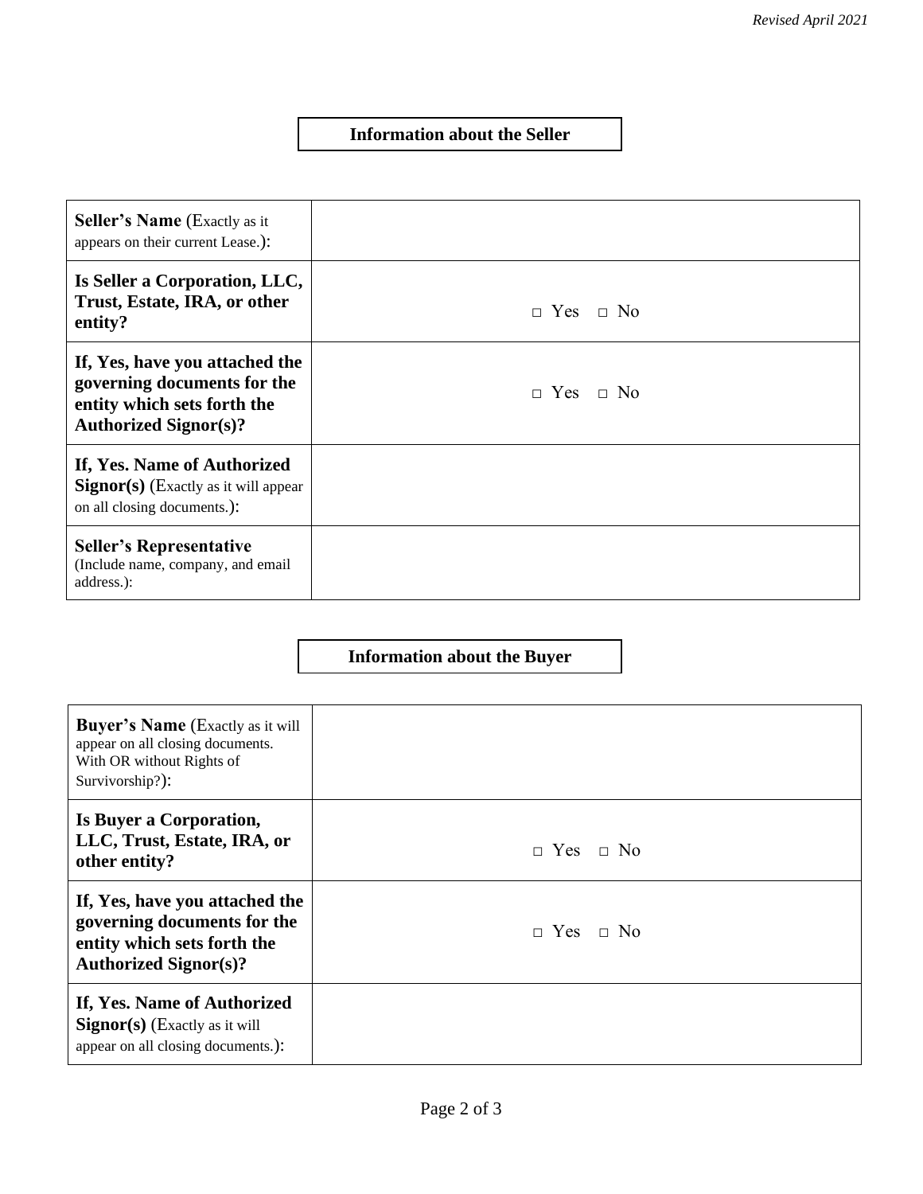## Information about the Seller

| | |
|---|---|
| **Seller's Name** (Exactly as it appears on their current Lease.): | |
| **Is Seller a Corporation, LLC, Trust, Estate, IRA, or other entity?** | □ Yes □ No |
| **If, Yes, have you attached the governing documents for the entity which sets forth the Authorized Signor(s)?** | □ Yes □ No |
| **If, Yes. Name of Authorized Signor(s)** (Exactly as it will appear on all closing documents.): | |
| **Seller's Representative** (Include name, company, and email address.): | |

## Information about the Buyer

| | |
|---|---|
| **Buyer's Name** (Exactly as it will appear on all closing documents. With OR without Rights of Survivorship?): | |
| **Is Buyer a Corporation, LLC, Trust, Estate, IRA, or other entity?** | □ Yes □ No |
| **If, Yes, have you attached the governing documents for the entity which sets forth the Authorized Signor(s)?** | □ Yes □ No |
| **If, Yes. Name of Authorized Signor(s)** (Exactly as it will appear on all closing documents.): | |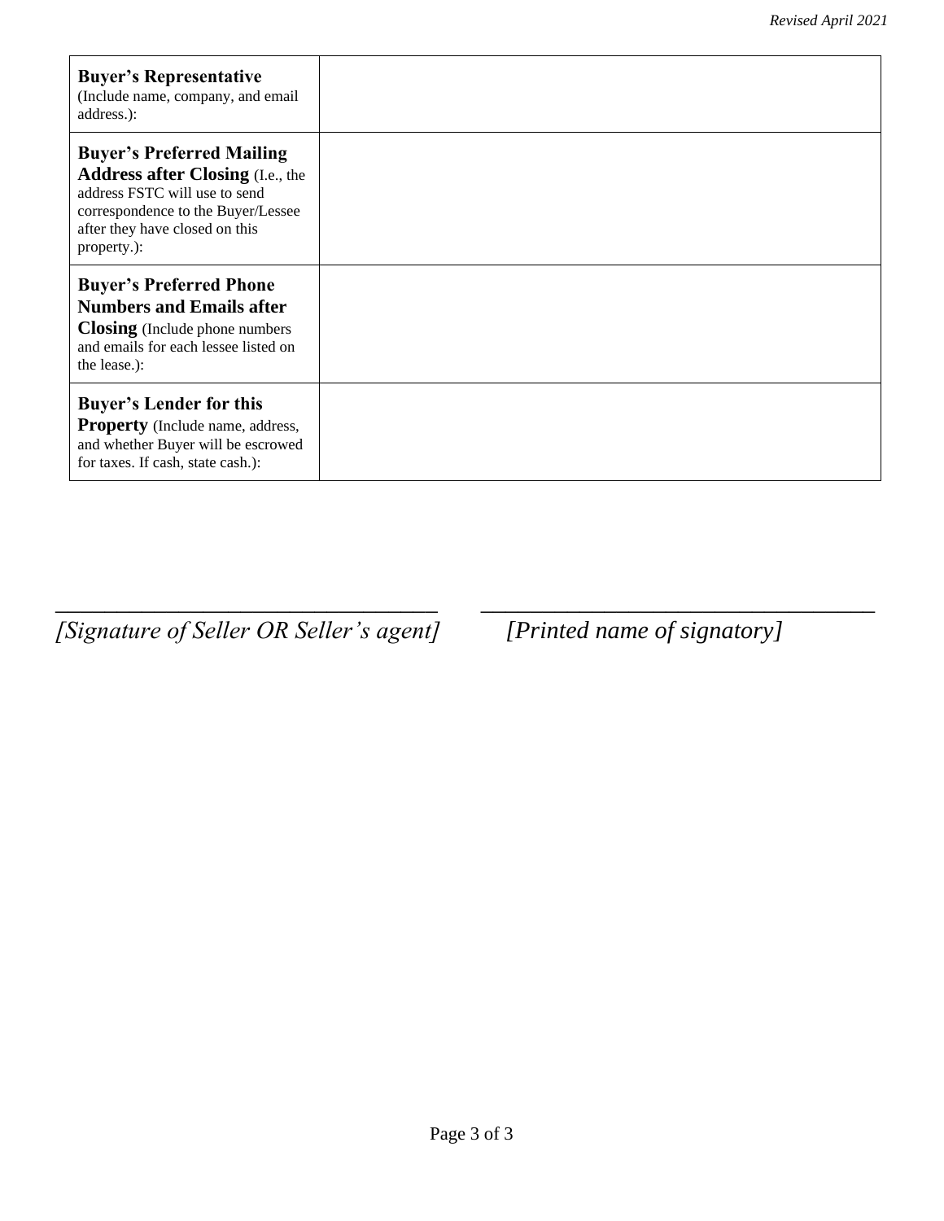| | |
|---|---|
| **Buyer's Representative** (Include name, company, and email address.): | |
| **Buyer's Preferred Mailing Address after Closing** (I.e., the address FSTC will use to send correspondence to the Buyer/Lessee after they have closed on this property.): | |
| **Buyer's Preferred Phone Numbers and Emails after Closing** (Include phone numbers and emails for each lessee listed on the lease.): | |
| **Buyer's Lender for this Property** (Include name, address, and whether Buyer will be escrowed for taxes. If cash, state cash.): | |

_______________________________ _______________________________

*[Signature of Seller OR Seller's agent]* *[Printed name of signatory]*